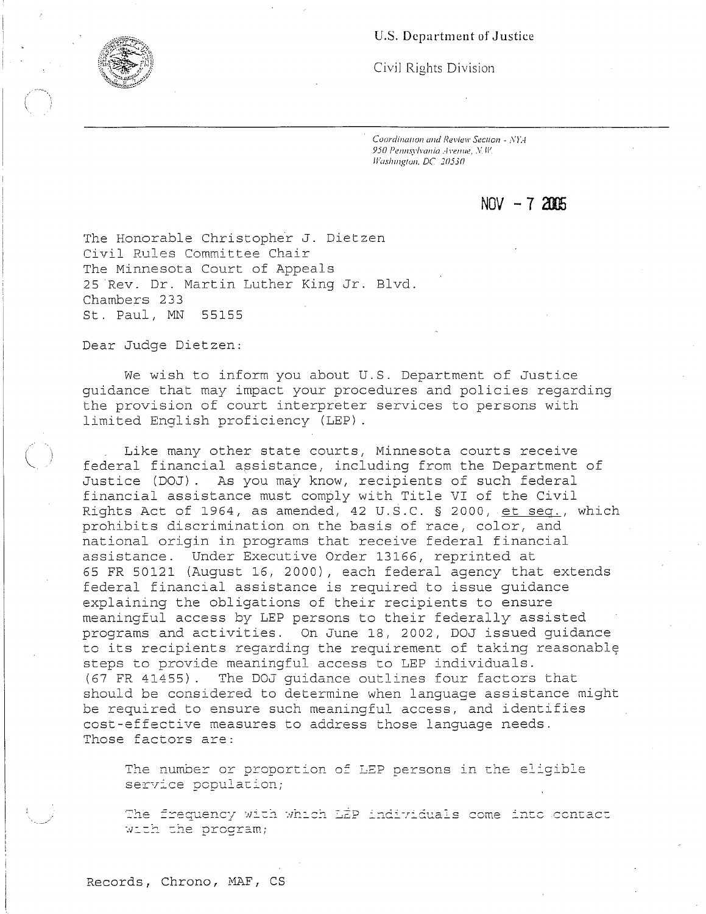U.S. Department of Justice

Civil Rights Division

*Coordination and Review Section - NYA*
*950 Pennsylvania Avenue, N.W.*
*Washington, DC 20530*

NOV - 7 2005

The Honorable Christopher J. Dietzen
Civil Rules Committee Chair
The Minnesota Court of Appeals
25 Rev. Dr. Martin Luther King Jr. Blvd.
Chambers 233
St. Paul, MN 55155

Dear Judge Dietzen:

We wish to inform you about U.S. Department of Justice guidance that may impact your procedures and policies regarding the provision of court interpreter services to persons with limited English proficiency (LEP).

Like many other state courts, Minnesota courts receive federal financial assistance, including from the Department of Justice (DOJ). As you may know, recipients of such federal financial assistance must comply with Title VI of the Civil Rights Act of 1964, as amended, 42 U.S.C. § 2000, et seq., which prohibits discrimination on the basis of race, color, and national origin in programs that receive federal financial assistance. Under Executive Order 13166, reprinted at 65 FR 50121 (August 16, 2000), each federal agency that extends federal financial assistance is required to issue guidance explaining the obligations of their recipients to ensure meaningful access by LEP persons to their federally assisted programs and activities. On June 18, 2002, DOJ issued guidance to its recipients regarding the requirement of taking reasonable steps to provide meaningful access to LEP individuals. (67 FR 41455). The DOJ guidance outlines four factors that should be considered to determine when language assistance might be required to ensure such meaningful access, and identifies cost-effective measures to address those language needs. Those factors are:

The number or proportion of LEP persons in the eligible service population;

The frequency with which LEP individuals come into contact with the program;

Records, Chrono, MAF, CS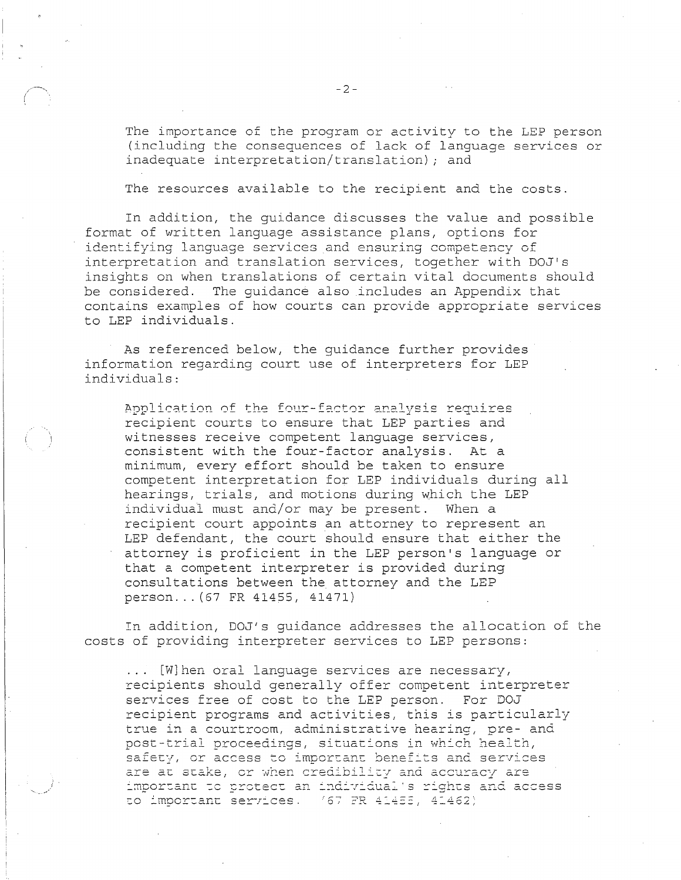The importance of the program or activity to the LEP person (including the consequences of lack of language services or inadequate interpretation/translation); and

The resources available to the recipient and the costs.

In addition, the guidance discusses the value and possible format of written language assistance plans, options for identifying language services and ensuring competency of interpretation and translation services, together with DOJ's insights on when translations of certain vital documents should be considered. The guidance also includes an Appendix that contains examples of how courts can provide appropriate services to LEP individuals.

As referenced below, the guidance further provides information regarding court use of interpreters for LEP individuals:

> Application of the four-factor analysis requires recipient courts to ensure that LEP parties and witnesses receive competent language services, consistent with the four-factor analysis. At a minimum, every effort should be taken to ensure competent interpretation for LEP individuals during all hearings, trials, and motions during which the LEP individual must and/or may be present. When a recipient court appoints an attorney to represent an LEP defendant, the court should ensure that either the attorney is proficient in the LEP person's language or that a competent interpreter is provided during consultations between the attorney and the LEP person...(67 FR 41455, 41471)

In addition, DOJ's guidance addresses the allocation of the costs of providing interpreter services to LEP persons:

> ... [W]hen oral language services are necessary, recipients should generally offer competent interpreter services free of cost to the LEP person. For DOJ recipient programs and activities, this is particularly true in a courtroom, administrative hearing, pre- and post-trial proceedings, situations in which health, safety, or access to important benefits and services are at stake, or when credibility and accuracy are important to protect an individual's rights and access to important services. (67 FR 41455, 41462)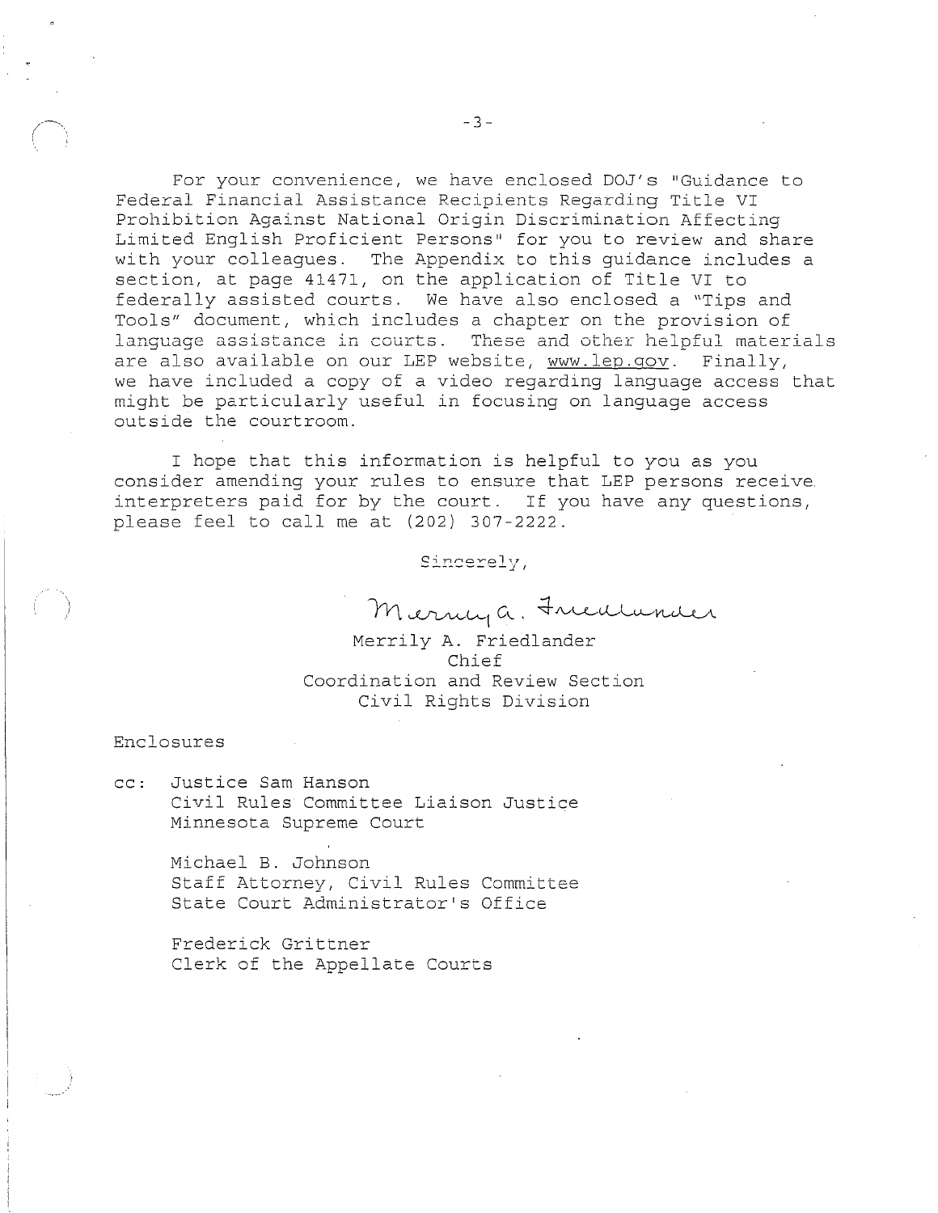For your convenience, we have enclosed DOJ's "Guidance to Federal Financial Assistance Recipients Regarding Title VI Prohibition Against National Origin Discrimination Affecting Limited English Proficient Persons" for you to review and share with your colleagues. The Appendix to this guidance includes a section, at page 41471, on the application of Title VI to federally assisted courts. We have also enclosed a "Tips and Tools" document, which includes a chapter on the provision of language assistance in courts. These and other helpful materials are also available on our LEP website, www.lep.gov. Finally, we have included a copy of a video regarding language access that might be particularly useful in focusing on language access outside the courtroom.

I hope that this information is helpful to you as you consider amending your rules to ensure that LEP persons receive interpreters paid for by the court. If you have any questions, please feel to call me at (202) 307-2222.

Sincerely,

Merrily A. Friedlander

Merrily A. Friedlander
Chief
Coordination and Review Section
Civil Rights Division

Enclosures

cc: Justice Sam Hanson
Civil Rules Committee Liaison Justice
Minnesota Supreme Court

Michael B. Johnson
Staff Attorney, Civil Rules Committee
State Court Administrator's Office

Frederick Grittner
Clerk of the Appellate Courts